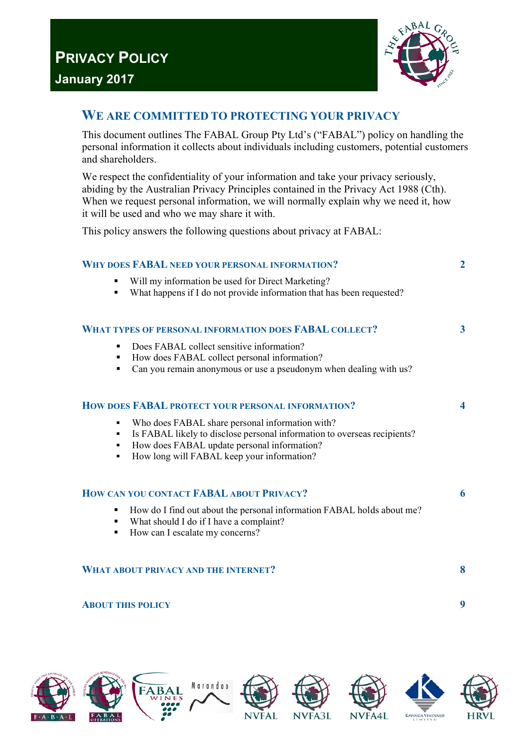# PRIVACY POLICY

**January 2017**

## WE ARE COMMITTED TO PROTECTING YOUR PRIVACY

This document outlines The FABAL Group Pty Ltd's ("FABAL") policy on handling the personal information it collects about individuals including customers, potential customers and shareholders.

We respect the confidentiality of your information and take your privacy seriously, abiding by the Australian Privacy Principles contained in the Privacy Act 1988 (Cth). When we request personal information, we will normally explain why we need it, how it will be used and who we may share it with.

This policy answers the following questions about privacy at FABAL:

**WHY DOES FABAL NEED YOUR PERSONAL INFORMATION?** 2

- Will my information be used for Direct Marketing?
- What happens if I do not provide information that has been requested?

**WHAT TYPES OF PERSONAL INFORMATION DOES FABAL COLLECT?** 3

- Does FABAL collect sensitive information?
- How does FABAL collect personal information?
- Can you remain anonymous or use a pseudonym when dealing with us?

**HOW DOES FABAL PROTECT YOUR PERSONAL INFORMATION?** 4

- Who does FABAL share personal information with?
- Is FABAL likely to disclose personal information to overseas recipients?
- How does FABAL update personal information?
- How long will FABAL keep your information?

**HOW CAN YOU CONTACT FABAL ABOUT PRIVACY?** 6

- How do I find out about the personal information FABAL holds about me?
- What should I do if I have a complaint?
- How can I escalate my concerns?

**WHAT ABOUT PRIVACY AND THE INTERNET?** 8

**ABOUT THIS POLICY** 9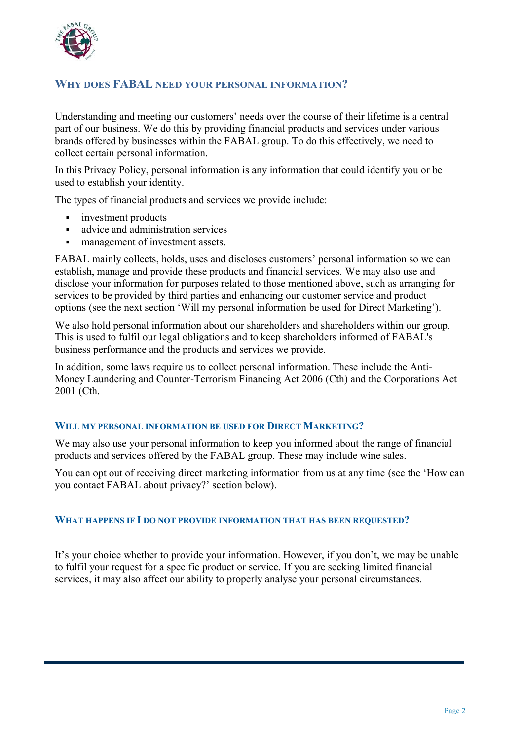## Why does FABAL need your personal information?

Understanding and meeting our customers' needs over the course of their lifetime is a central part of our business. We do this by providing financial products and services under various brands offered by businesses within the FABAL group. To do this effectively, we need to collect certain personal information.

In this Privacy Policy, personal information is any information that could identify you or be used to establish your identity.

The types of financial products and services we provide include:

- investment products
- advice and administration services
- management of investment assets.

FABAL mainly collects, holds, uses and discloses customers' personal information so we can establish, manage and provide these products and financial services. We may also use and disclose your information for purposes related to those mentioned above, such as arranging for services to be provided by third parties and enhancing our customer service and product options (see the next section 'Will my personal information be used for Direct Marketing').

We also hold personal information about our shareholders and shareholders within our group. This is used to fulfil our legal obligations and to keep shareholders informed of FABAL's business performance and the products and services we provide.

In addition, some laws require us to collect personal information. These include the Anti-Money Laundering and Counter-Terrorism Financing Act 2006 (Cth) and the Corporations Act 2001 (Cth.

### Will my personal information be used for Direct Marketing?

We may also use your personal information to keep you informed about the range of financial products and services offered by the FABAL group. These may include wine sales.

You can opt out of receiving direct marketing information from us at any time (see the 'How can you contact FABAL about privacy?' section below).

### What happens if I do not provide information that has been requested?

It's your choice whether to provide your information. However, if you don't, we may be unable to fulfil your request for a specific product or service. If you are seeking limited financial services, it may also affect our ability to properly analyse your personal circumstances.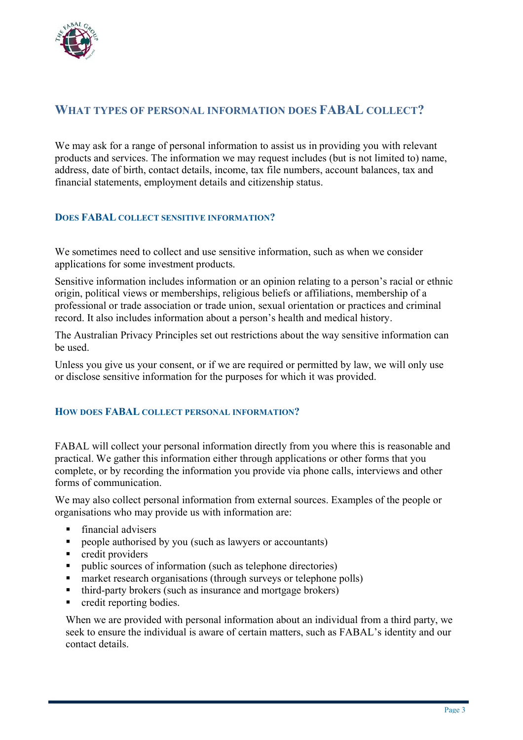## What types of personal information does FABAL collect?

We may ask for a range of personal information to assist us in providing you with relevant products and services. The information we may request includes (but is not limited to) name, address, date of birth, contact details, income, tax file numbers, account balances, tax and financial statements, employment details and citizenship status.

### Does FABAL collect sensitive information?

We sometimes need to collect and use sensitive information, such as when we consider applications for some investment products.

Sensitive information includes information or an opinion relating to a person's racial or ethnic origin, political views or memberships, religious beliefs or affiliations, membership of a professional or trade association or trade union, sexual orientation or practices and criminal record. It also includes information about a person's health and medical history.

The Australian Privacy Principles set out restrictions about the way sensitive information can be used.

Unless you give us your consent, or if we are required or permitted by law, we will only use or disclose sensitive information for the purposes for which it was provided.

### How does FABAL collect personal information?

FABAL will collect your personal information directly from you where this is reasonable and practical. We gather this information either through applications or other forms that you complete, or by recording the information you provide via phone calls, interviews and other forms of communication.

We may also collect personal information from external sources. Examples of the people or organisations who may provide us with information are:

- financial advisers
- people authorised by you (such as lawyers or accountants)
- credit providers
- public sources of information (such as telephone directories)
- market research organisations (through surveys or telephone polls)
- third-party brokers (such as insurance and mortgage brokers)
- credit reporting bodies.

When we are provided with personal information about an individual from a third party, we seek to ensure the individual is aware of certain matters, such as FABAL's identity and our contact details.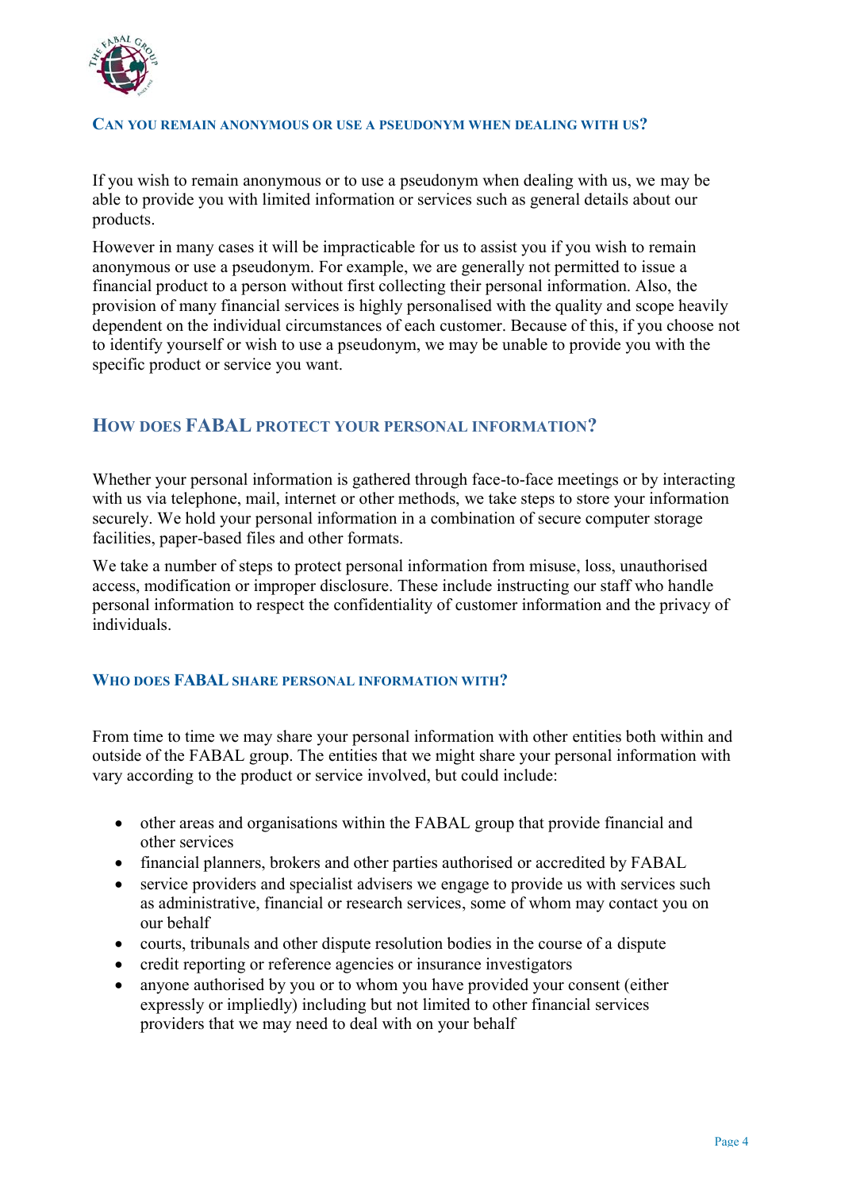### Can you remain anonymous or use a pseudonym when dealing with us?

If you wish to remain anonymous or to use a pseudonym when dealing with us, we may be able to provide you with limited information or services such as general details about our products.

However in many cases it will be impracticable for us to assist you if you wish to remain anonymous or use a pseudonym. For example, we are generally not permitted to issue a financial product to a person without first collecting their personal information. Also, the provision of many financial services is highly personalised with the quality and scope heavily dependent on the individual circumstances of each customer. Because of this, if you choose not to identify yourself or wish to use a pseudonym, we may be unable to provide you with the specific product or service you want.

## How does FABAL protect your personal information?

Whether your personal information is gathered through face-to-face meetings or by interacting with us via telephone, mail, internet or other methods, we take steps to store your information securely. We hold your personal information in a combination of secure computer storage facilities, paper-based files and other formats.

We take a number of steps to protect personal information from misuse, loss, unauthorised access, modification or improper disclosure. These include instructing our staff who handle personal information to respect the confidentiality of customer information and the privacy of individuals.

### Who does FABAL share personal information with?

From time to time we may share your personal information with other entities both within and outside of the FABAL group. The entities that we might share your personal information with vary according to the product or service involved, but could include:

- other areas and organisations within the FABAL group that provide financial and other services
- financial planners, brokers and other parties authorised or accredited by FABAL
- service providers and specialist advisers we engage to provide us with services such as administrative, financial or research services, some of whom may contact you on our behalf
- courts, tribunals and other dispute resolution bodies in the course of a dispute
- credit reporting or reference agencies or insurance investigators
- anyone authorised by you or to whom you have provided your consent (either expressly or impliedly) including but not limited to other financial services providers that we may need to deal with on your behalf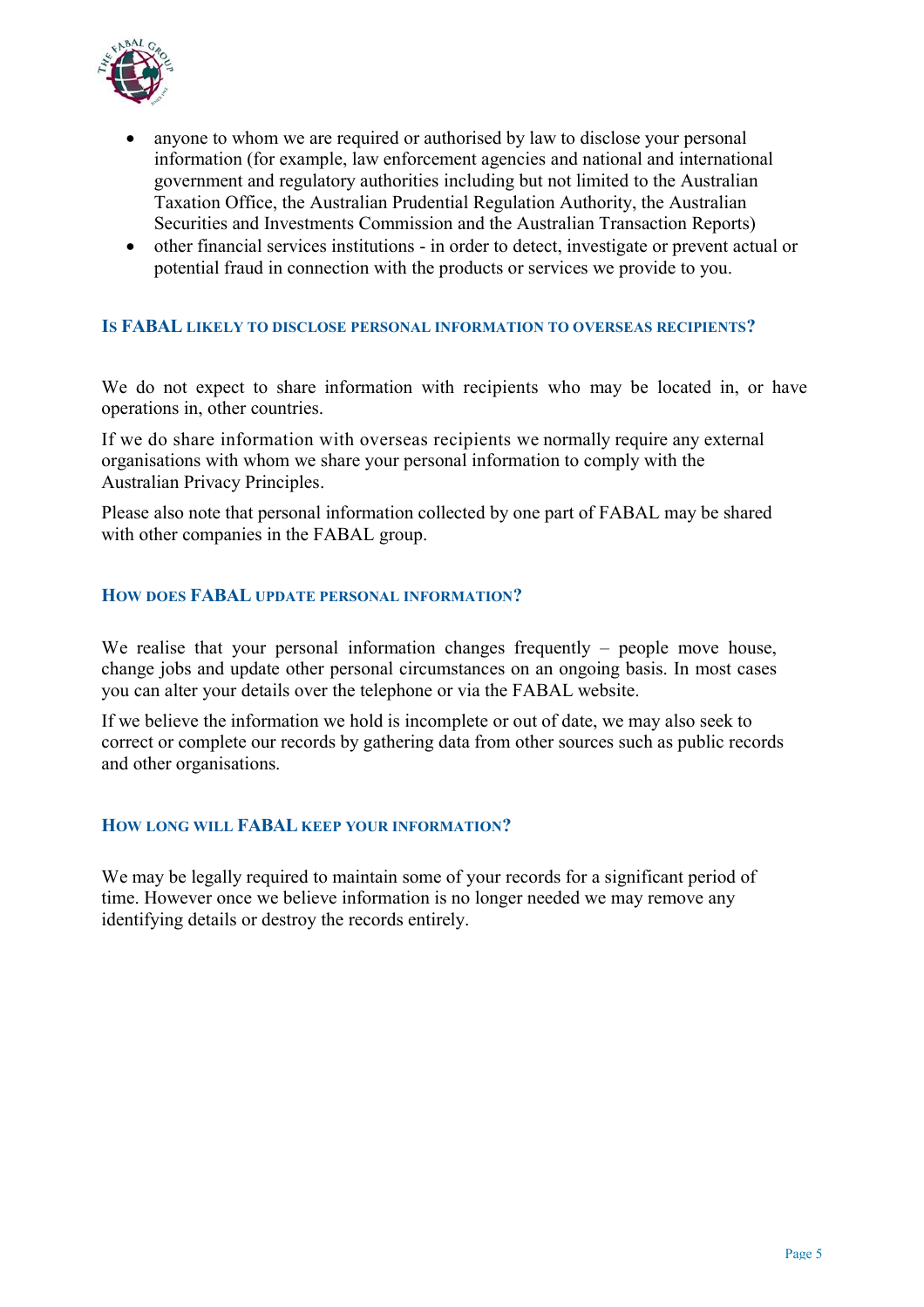- anyone to whom we are required or authorised by law to disclose your personal information (for example, law enforcement agencies and national and international government and regulatory authorities including but not limited to the Australian Taxation Office, the Australian Prudential Regulation Authority, the Australian Securities and Investments Commission and the Australian Transaction Reports)
- other financial services institutions - in order to detect, investigate or prevent actual or potential fraud in connection with the products or services we provide to you.

## Is FABAL likely to disclose personal information to overseas recipients?

We do not expect to share information with recipients who may be located in, or have operations in, other countries.

If we do share information with overseas recipients we normally require any external organisations with whom we share your personal information to comply with the Australian Privacy Principles.

Please also note that personal information collected by one part of FABAL may be shared with other companies in the FABAL group.

## How does FABAL update personal information?

We realise that your personal information changes frequently – people move house, change jobs and update other personal circumstances on an ongoing basis. In most cases you can alter your details over the telephone or via the FABAL website.

If we believe the information we hold is incomplete or out of date, we may also seek to correct or complete our records by gathering data from other sources such as public records and other organisations.

## How long will FABAL keep your information?

We may be legally required to maintain some of your records for a significant period of time. However once we believe information is no longer needed we may remove any identifying details or destroy the records entirely.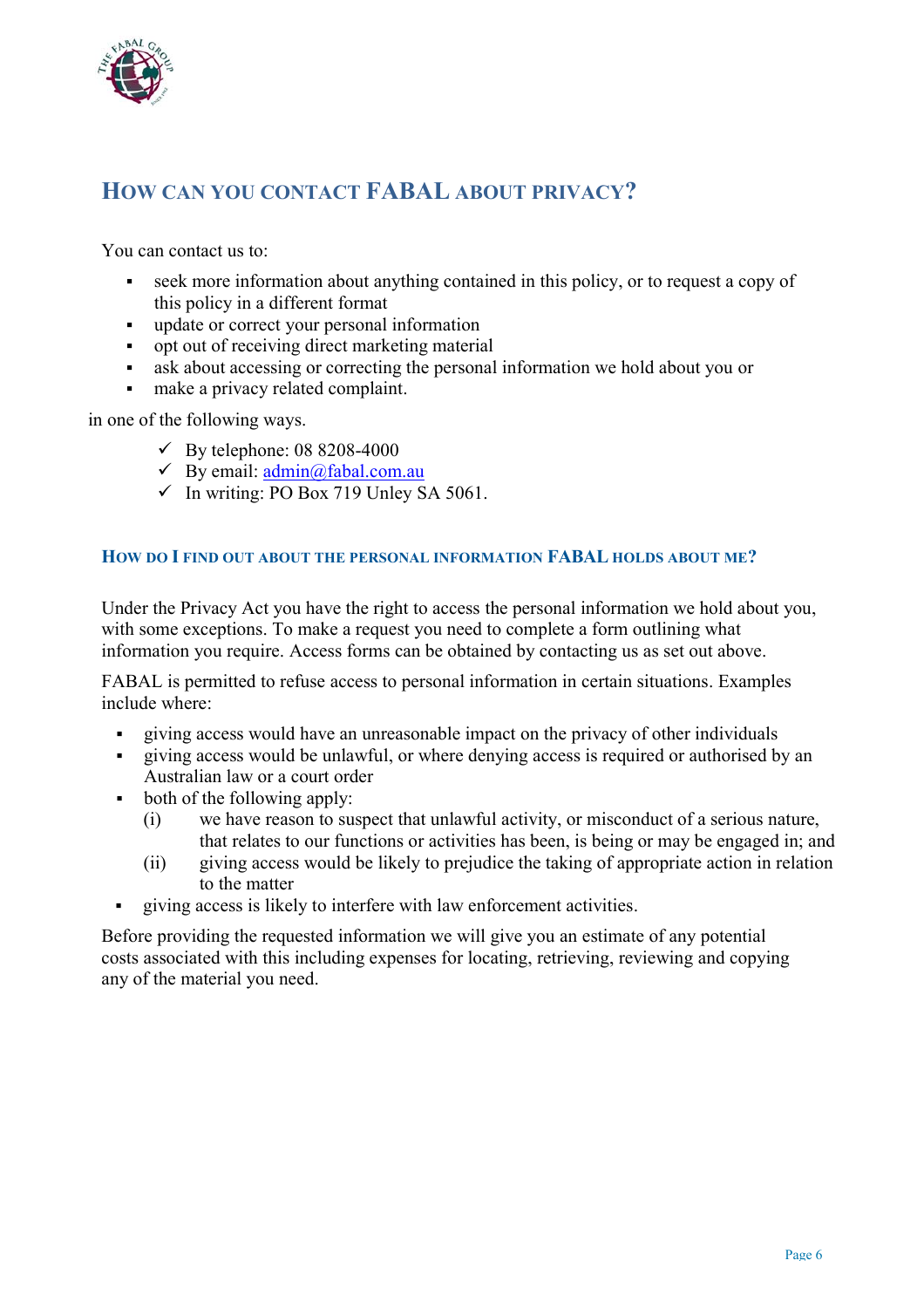## How can you contact FABAL about privacy?

You can contact us to:

- seek more information about anything contained in this policy, or to request a copy of this policy in a different format
- update or correct your personal information
- opt out of receiving direct marketing material
- ask about accessing or correcting the personal information we hold about you or
- make a privacy related complaint.

in one of the following ways.

- ✓ By telephone: 08 8208-4000
- ✓ By email: admin@fabal.com.au
- ✓ In writing: PO Box 719 Unley SA 5061.

### How do I find out about the personal information FABAL holds about me?

Under the Privacy Act you have the right to access the personal information we hold about you, with some exceptions. To make a request you need to complete a form outlining what information you require. Access forms can be obtained by contacting us as set out above.

FABAL is permitted to refuse access to personal information in certain situations. Examples include where:

- giving access would have an unreasonable impact on the privacy of other individuals
- giving access would be unlawful, or where denying access is required or authorised by an Australian law or a court order
- both of the following apply:
  - (i) we have reason to suspect that unlawful activity, or misconduct of a serious nature, that relates to our functions or activities has been, is being or may be engaged in; and
  - (ii) giving access would be likely to prejudice the taking of appropriate action in relation to the matter
- giving access is likely to interfere with law enforcement activities.

Before providing the requested information we will give you an estimate of any potential costs associated with this including expenses for locating, retrieving, reviewing and copying any of the material you need.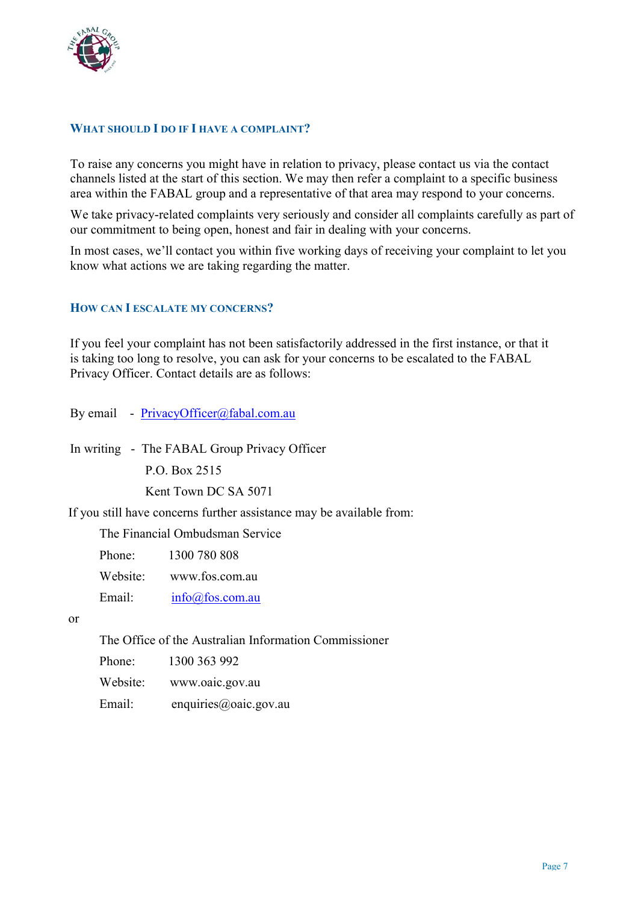## What should I do if I have a complaint?

To raise any concerns you might have in relation to privacy, please contact us via the contact channels listed at the start of this section. We may then refer a complaint to a specific business area within the FABAL group and a representative of that area may respond to your concerns.

We take privacy-related complaints very seriously and consider all complaints carefully as part of our commitment to being open, honest and fair in dealing with your concerns.

In most cases, we'll contact you within five working days of receiving your complaint to let you know what actions we are taking regarding the matter.

## How can I escalate my concerns?

If you feel your complaint has not been satisfactorily addressed in the first instance, or that it is taking too long to resolve, you can ask for your concerns to be escalated to the FABAL Privacy Officer. Contact details are as follows:

By email - PrivacyOfficer@fabal.com.au

In writing - The FABAL Group Privacy Officer
P.O. Box 2515
Kent Town DC SA 5071

If you still have concerns further assistance may be available from:

The Financial Ombudsman Service
Phone: 1300 780 808
Website: www.fos.com.au
Email: info@fos.com.au

or

The Office of the Australian Information Commissioner
Phone: 1300 363 992
Website: www.oaic.gov.au
Email: enquiries@oaic.gov.au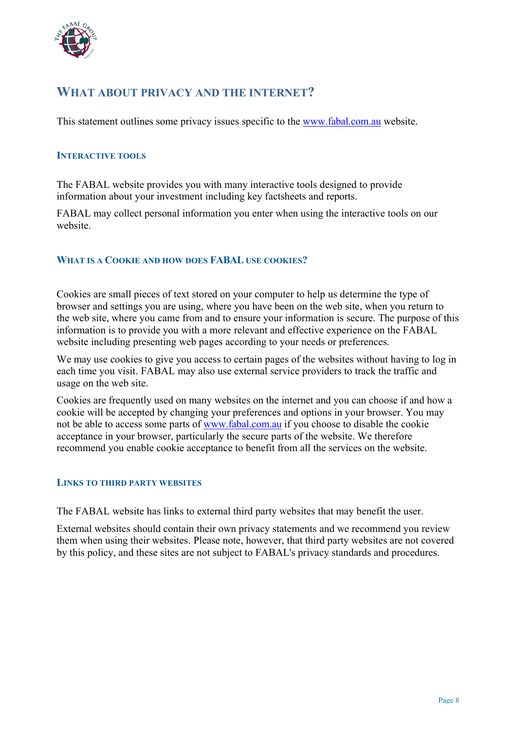## What about privacy and the internet?

This statement outlines some privacy issues specific to the www.fabal.com.au website.

### Interactive tools

The FABAL website provides you with many interactive tools designed to provide information about your investment including key factsheets and reports.

FABAL may collect personal information you enter when using the interactive tools on our website.

### What is a Cookie and how does FABAL use cookies?

Cookies are small pieces of text stored on your computer to help us determine the type of browser and settings you are using, where you have been on the web site, when you return to the web site, where you came from and to ensure your information is secure. The purpose of this information is to provide you with a more relevant and effective experience on the FABAL website including presenting web pages according to your needs or preferences.

We may use cookies to give you access to certain pages of the websites without having to log in each time you visit. FABAL may also use external service providers to track the traffic and usage on the web site.

Cookies are frequently used on many websites on the internet and you can choose if and how a cookie will be accepted by changing your preferences and options in your browser. You may not be able to access some parts of www.fabal.com.au if you choose to disable the cookie acceptance in your browser, particularly the secure parts of the website. We therefore recommend you enable cookie acceptance to benefit from all the services on the website.

### Links to third party websites

The FABAL website has links to external third party websites that may benefit the user.

External websites should contain their own privacy statements and we recommend you review them when using their websites. Please note, however, that third party websites are not covered by this policy, and these sites are not subject to FABAL's privacy standards and procedures.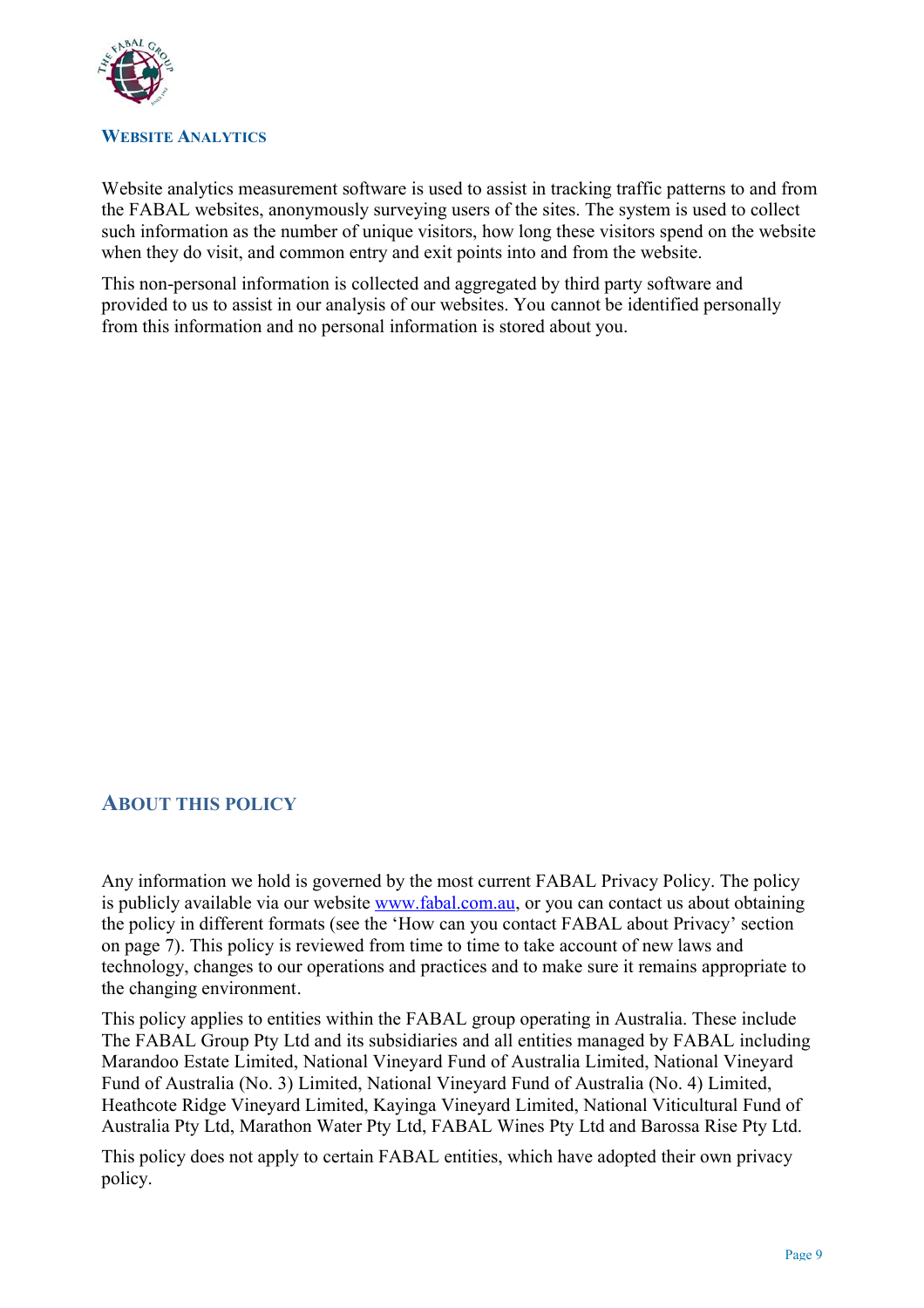### WEBSITE ANALYTICS

Website analytics measurement software is used to assist in tracking traffic patterns to and from the FABAL websites, anonymously surveying users of the sites. The system is used to collect such information as the number of unique visitors, how long these visitors spend on the website when they do visit, and common entry and exit points into and from the website.

This non-personal information is collected and aggregated by third party software and provided to us to assist in our analysis of our websites. You cannot be identified personally from this information and no personal information is stored about you.

## ABOUT THIS POLICY

Any information we hold is governed by the most current FABAL Privacy Policy. The policy is publicly available via our website [www.fabal.com.au](http://www.fabal.com.au), or you can contact us about obtaining the policy in different formats (see the 'How can you contact FABAL about Privacy' section on page 7). This policy is reviewed from time to time to take account of new laws and technology, changes to our operations and practices and to make sure it remains appropriate to the changing environment.

This policy applies to entities within the FABAL group operating in Australia. These include The FABAL Group Pty Ltd and its subsidiaries and all entities managed by FABAL including Marandoo Estate Limited, National Vineyard Fund of Australia Limited, National Vineyard Fund of Australia (No. 3) Limited, National Vineyard Fund of Australia (No. 4) Limited, Heathcote Ridge Vineyard Limited, Kayinga Vineyard Limited, National Viticultural Fund of Australia Pty Ltd, Marathon Water Pty Ltd, FABAL Wines Pty Ltd and Barossa Rise Pty Ltd.

This policy does not apply to certain FABAL entities, which have adopted their own privacy policy.